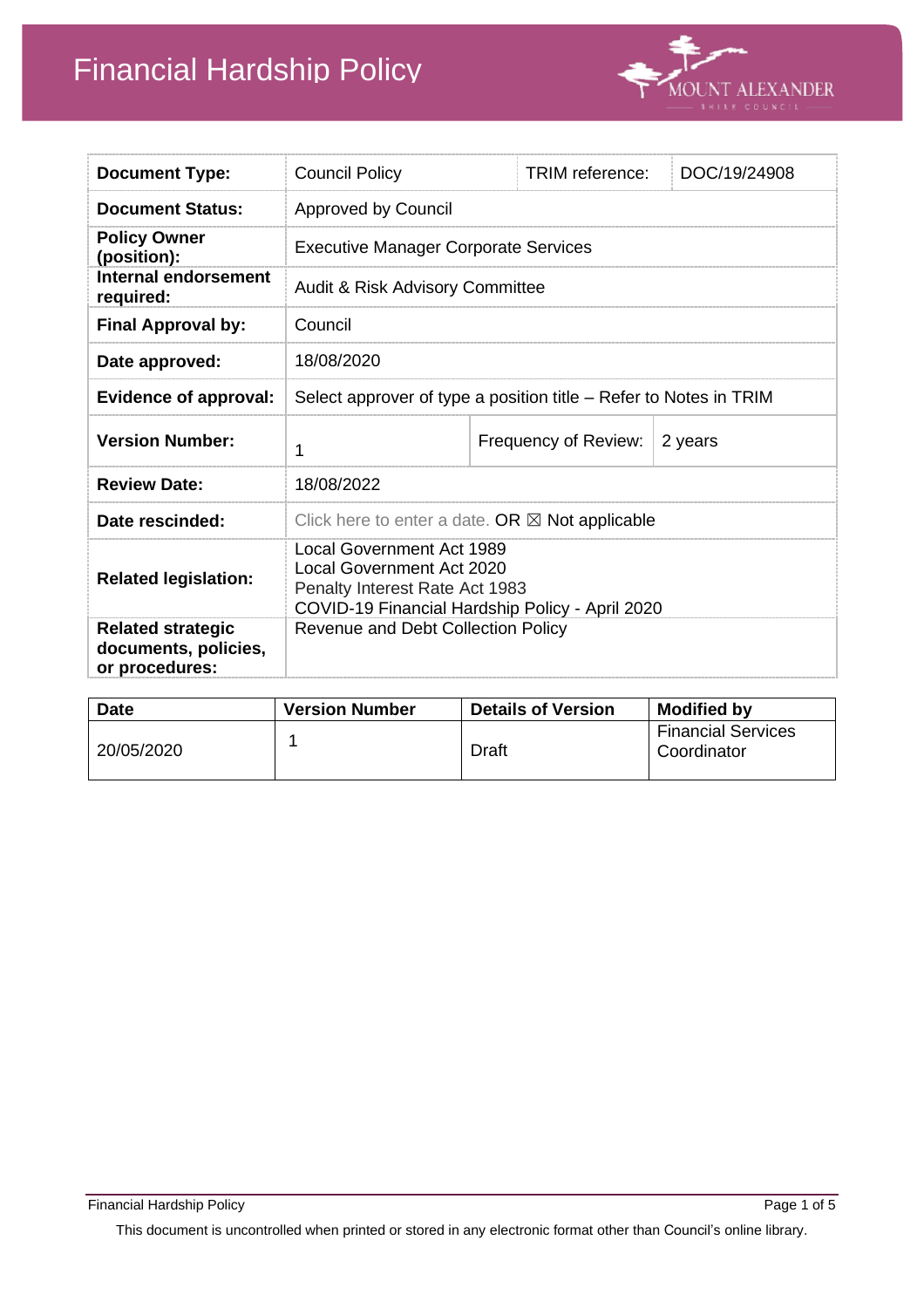# Financial Hardship Policy

| Document Type: | Council Policy | TRIM reference: | DOC/19/24908 |
|---|---|---|---|
| Document Status: | Approved by Council | | |
| Policy Owner (position): | Executive Manager Corporate Services | | |
| Internal endorsement required: | Audit & Risk Advisory Committee | | |
| Final Approval by: | Council | | |
| Date approved: | 18/08/2020 | | |
| Evidence of approval: | Select approver of type a position title – Refer to Notes in TRIM | | |
| Version Number: | 1 | Frequency of Review: | 2 years |
| Review Date: | 18/08/2022 | | |
| Date rescinded: | Click here to enter a date. OR ☒ Not applicable | | |
| Related legislation: | Local Government Act 1989<br>Local Government Act 2020<br>Penalty Interest Rate Act 1983<br>COVID-19 Financial Hardship Policy - April 2020 | | |
| Related strategic documents, policies, or procedures: | Revenue and Debt Collection Policy | | |

| Date | Version Number | Details of Version | Modified by |
|---|---|---|---|
| 20/05/2020 | 1 | Draft | Financial Services Coordinator |

This document is uncontrolled when printed or stored in any electronic format other than Council's online library.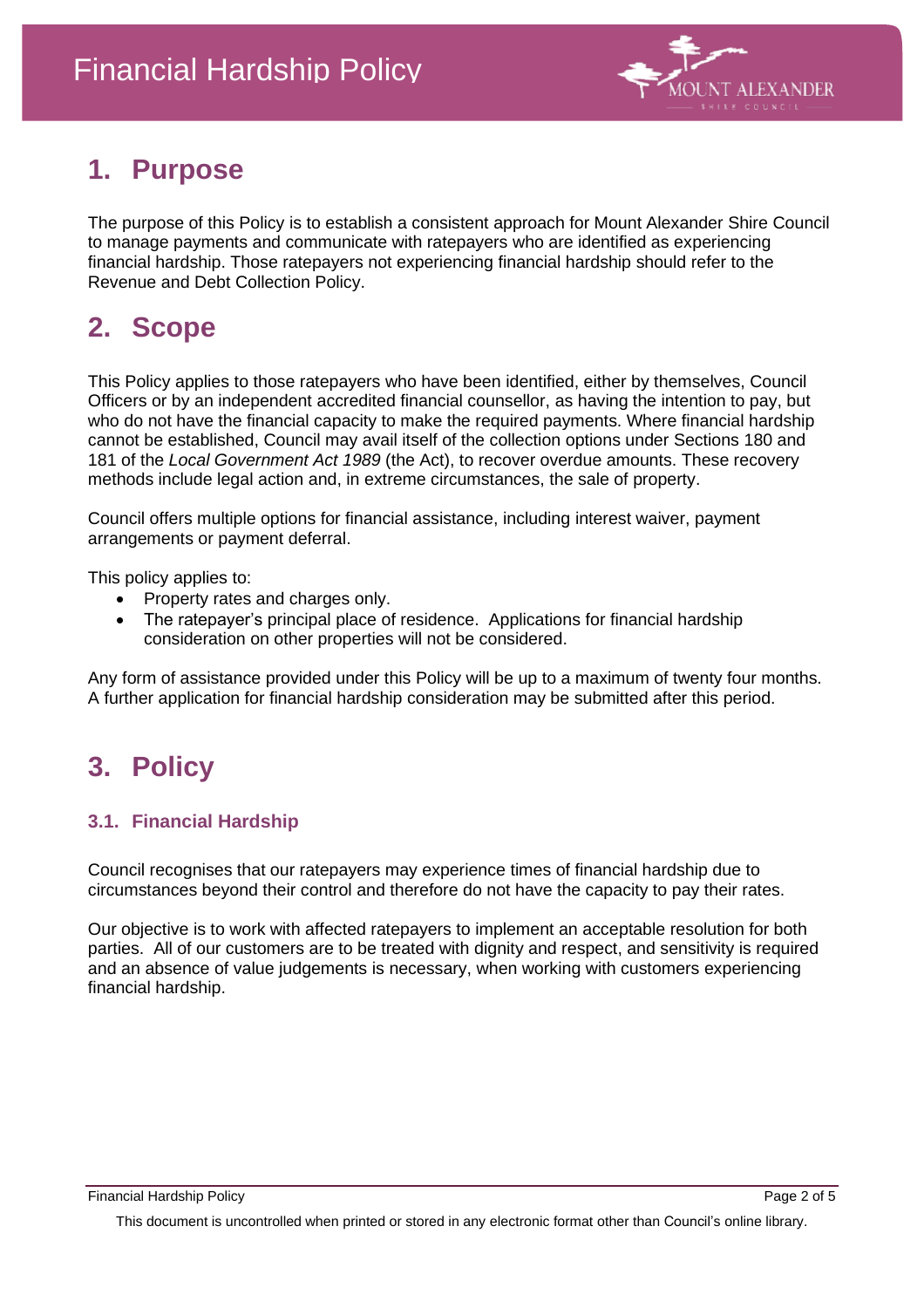## 1. Purpose

The purpose of this Policy is to establish a consistent approach for Mount Alexander Shire Council to manage payments and communicate with ratepayers who are identified as experiencing financial hardship. Those ratepayers not experiencing financial hardship should refer to the Revenue and Debt Collection Policy.

## 2. Scope

This Policy applies to those ratepayers who have been identified, either by themselves, Council Officers or by an independent accredited financial counsellor, as having the intention to pay, but who do not have the financial capacity to make the required payments. Where financial hardship cannot be established, Council may avail itself of the collection options under Sections 180 and 181 of the *Local Government Act 1989* (the Act), to recover overdue amounts. These recovery methods include legal action and, in extreme circumstances, the sale of property.

Council offers multiple options for financial assistance, including interest waiver, payment arrangements or payment deferral.

This policy applies to:

- Property rates and charges only.
- The ratepayer's principal place of residence. Applications for financial hardship consideration on other properties will not be considered.

Any form of assistance provided under this Policy will be up to a maximum of twenty four months. A further application for financial hardship consideration may be submitted after this period.

## 3. Policy

### 3.1. Financial Hardship

Council recognises that our ratepayers may experience times of financial hardship due to circumstances beyond their control and therefore do not have the capacity to pay their rates.

Our objective is to work with affected ratepayers to implement an acceptable resolution for both parties. All of our customers are to be treated with dignity and respect, and sensitivity is required and an absence of value judgements is necessary, when working with customers experiencing financial hardship.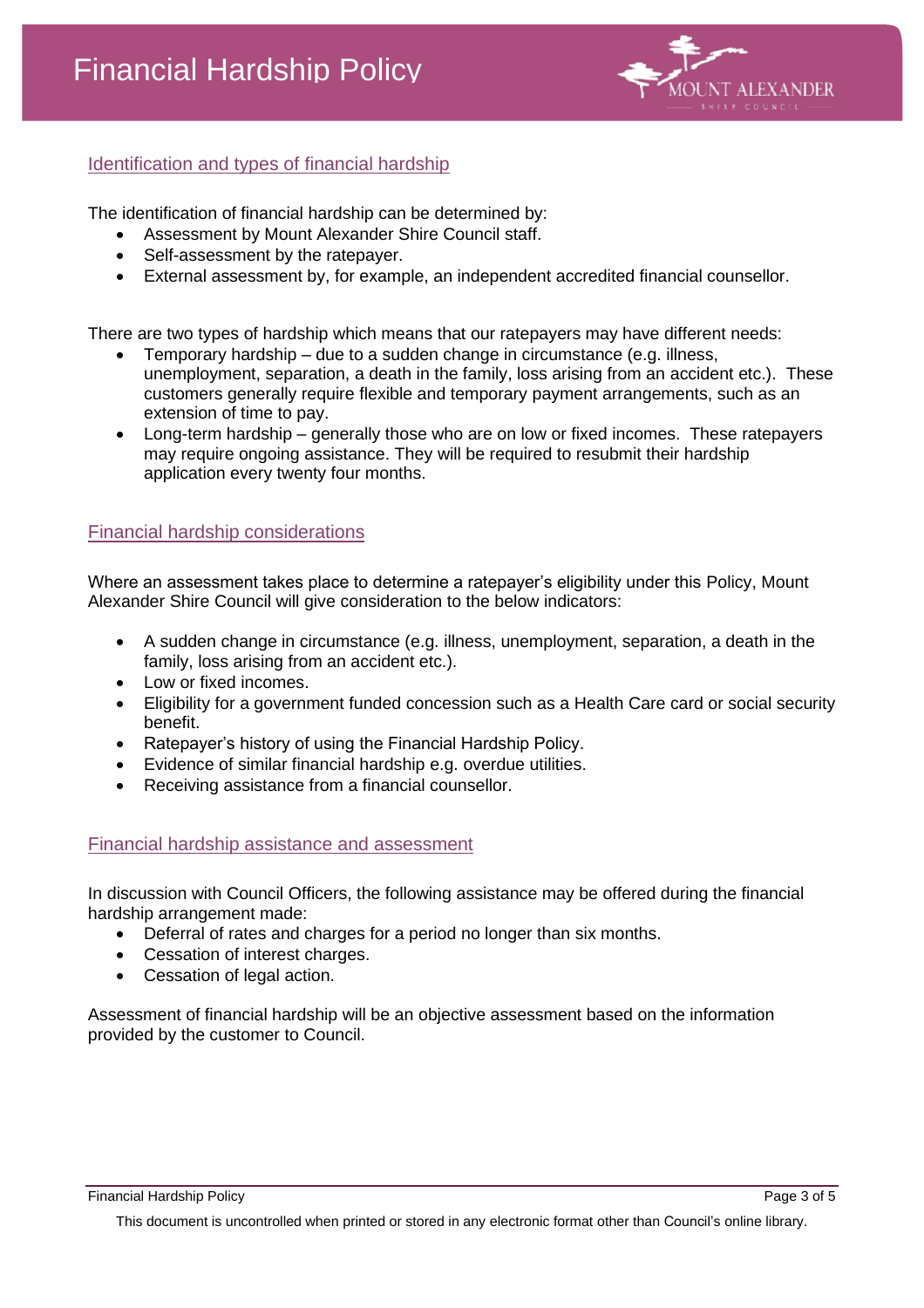## Identification and types of financial hardship

The identification of financial hardship can be determined by:

- Assessment by Mount Alexander Shire Council staff.
- Self-assessment by the ratepayer.
- External assessment by, for example, an independent accredited financial counsellor.

There are two types of hardship which means that our ratepayers may have different needs:

- Temporary hardship – due to a sudden change in circumstance (e.g. illness, unemployment, separation, a death in the family, loss arising from an accident etc.). These customers generally require flexible and temporary payment arrangements, such as an extension of time to pay.
- Long-term hardship – generally those who are on low or fixed incomes. These ratepayers may require ongoing assistance. They will be required to resubmit their hardship application every twenty four months.

## Financial hardship considerations

Where an assessment takes place to determine a ratepayer's eligibility under this Policy, Mount Alexander Shire Council will give consideration to the below indicators:

- A sudden change in circumstance (e.g. illness, unemployment, separation, a death in the family, loss arising from an accident etc.).
- Low or fixed incomes.
- Eligibility for a government funded concession such as a Health Care card or social security benefit.
- Ratepayer's history of using the Financial Hardship Policy.
- Evidence of similar financial hardship e.g. overdue utilities.
- Receiving assistance from a financial counsellor.

## Financial hardship assistance and assessment

In discussion with Council Officers, the following assistance may be offered during the financial hardship arrangement made:

- Deferral of rates and charges for a period no longer than six months.
- Cessation of interest charges.
- Cessation of legal action.

Assessment of financial hardship will be an objective assessment based on the information provided by the customer to Council.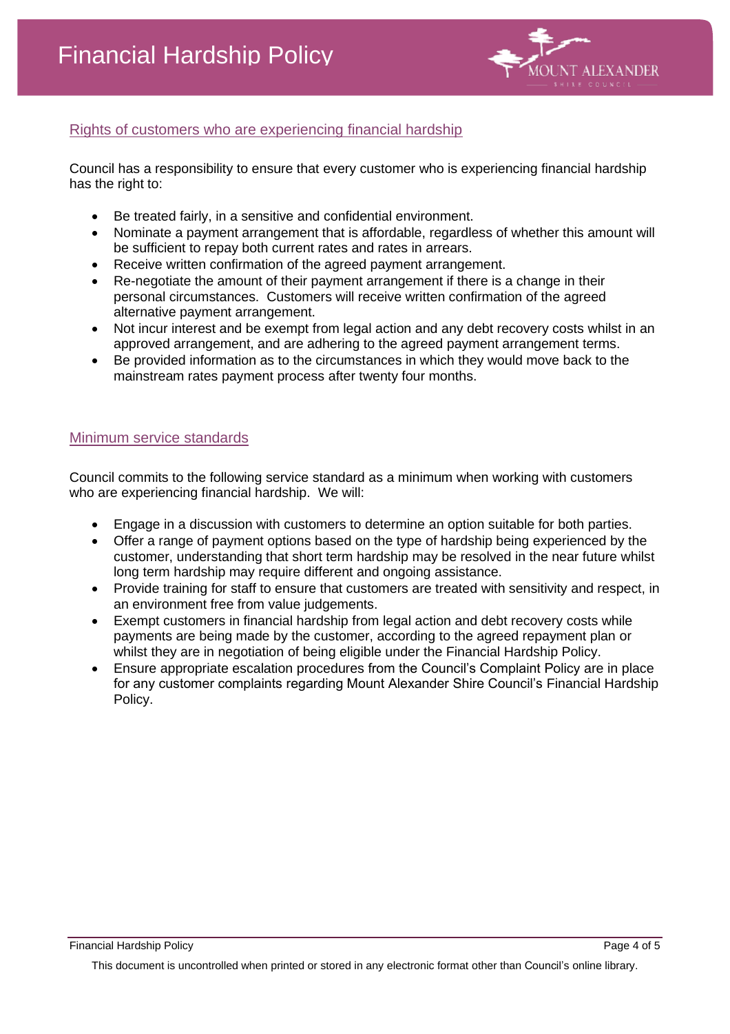## Rights of customers who are experiencing financial hardship

Council has a responsibility to ensure that every customer who is experiencing financial hardship has the right to:

- Be treated fairly, in a sensitive and confidential environment.
- Nominate a payment arrangement that is affordable, regardless of whether this amount will be sufficient to repay both current rates and rates in arrears.
- Receive written confirmation of the agreed payment arrangement.
- Re-negotiate the amount of their payment arrangement if there is a change in their personal circumstances. Customers will receive written confirmation of the agreed alternative payment arrangement.
- Not incur interest and be exempt from legal action and any debt recovery costs whilst in an approved arrangement, and are adhering to the agreed payment arrangement terms.
- Be provided information as to the circumstances in which they would move back to the mainstream rates payment process after twenty four months.

## Minimum service standards

Council commits to the following service standard as a minimum when working with customers who are experiencing financial hardship. We will:

- Engage in a discussion with customers to determine an option suitable for both parties.
- Offer a range of payment options based on the type of hardship being experienced by the customer, understanding that short term hardship may be resolved in the near future whilst long term hardship may require different and ongoing assistance.
- Provide training for staff to ensure that customers are treated with sensitivity and respect, in an environment free from value judgements.
- Exempt customers in financial hardship from legal action and debt recovery costs while payments are being made by the customer, according to the agreed repayment plan or whilst they are in negotiation of being eligible under the Financial Hardship Policy.
- Ensure appropriate escalation procedures from the Council's Complaint Policy are in place for any customer complaints regarding Mount Alexander Shire Council's Financial Hardship Policy.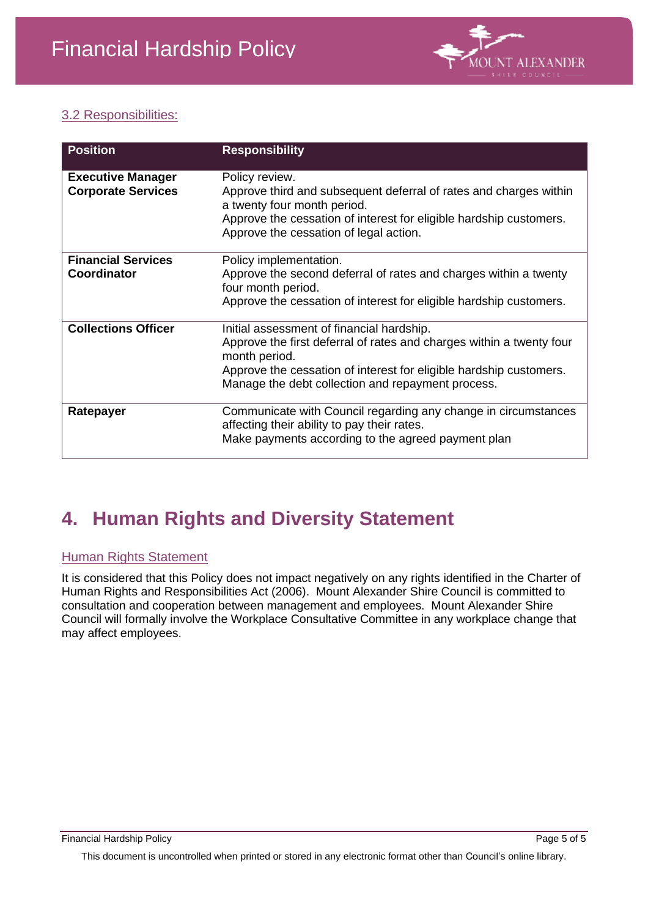### 3.2 Responsibilities:

| Position | Responsibility |
|---|---|
| **Executive Manager Corporate Services** | Policy review.<br>Approve third and subsequent deferral of rates and charges within a twenty four month period.<br>Approve the cessation of interest for eligible hardship customers.<br>Approve the cessation of legal action. |
| **Financial Services Coordinator** | Policy implementation.<br>Approve the second deferral of rates and charges within a twenty four month period.<br>Approve the cessation of interest for eligible hardship customers. |
| **Collections Officer** | Initial assessment of financial hardship.<br>Approve the first deferral of rates and charges within a twenty four month period.<br>Approve the cessation of interest for eligible hardship customers.<br>Manage the debt collection and repayment process. |
| **Ratepayer** | Communicate with Council regarding any change in circumstances affecting their ability to pay their rates.<br>Make payments according to the agreed payment plan |

# 4. Human Rights and Diversity Statement

### Human Rights Statement

It is considered that this Policy does not impact negatively on any rights identified in the Charter of Human Rights and Responsibilities Act (2006). Mount Alexander Shire Council is committed to consultation and cooperation between management and employees. Mount Alexander Shire Council will formally involve the Workplace Consultative Committee in any workplace change that may affect employees.